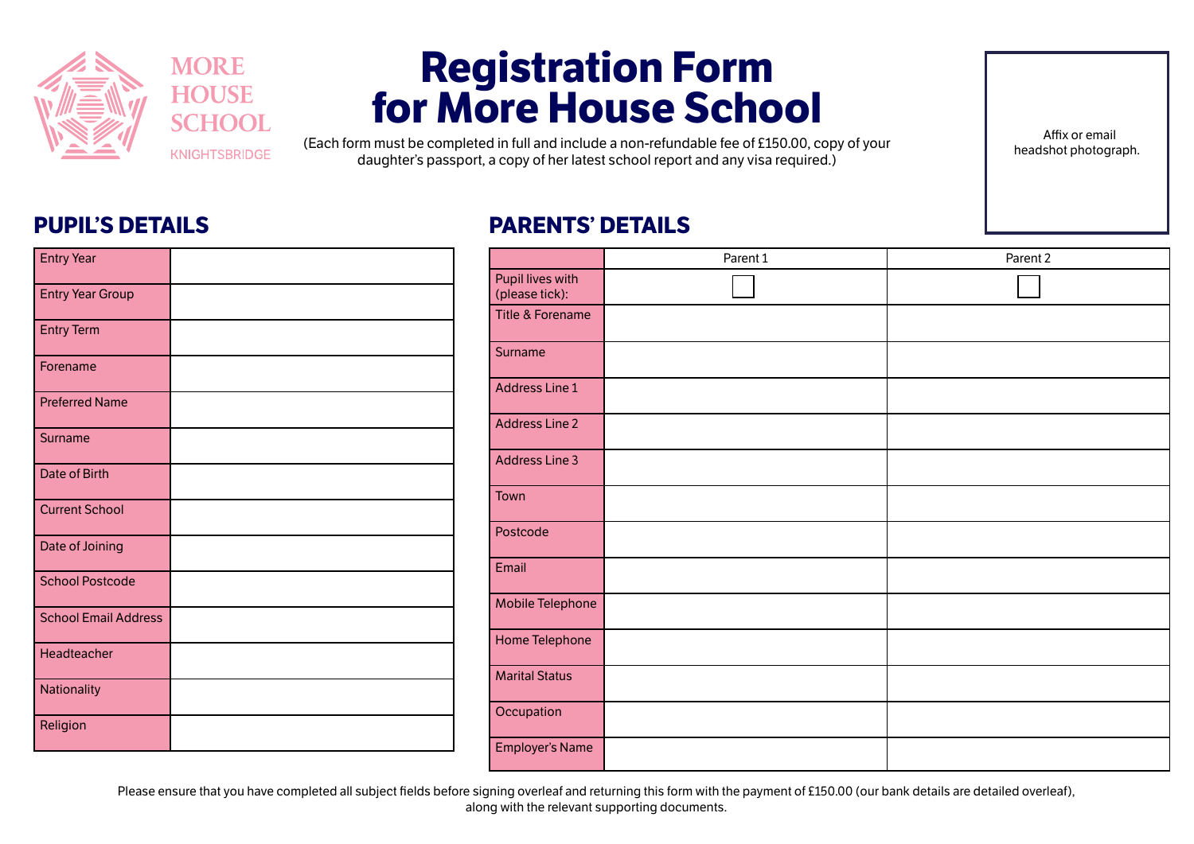MORE HOUSE SCHOOL

KNIGHTSBRIDGE

# Registration Form for More House School

(Each form must be completed in full and include a non-refundable fee of £150.00, copy of your daughter's passport, a copy of her latest school report and any visa required.)

Affix or email headshot photograph.

## PUPIL'S DETAILS

| | |
|---|---|
| Entry Year | |
| Entry Year Group | |
| Entry Term | |
| Forename | |
| Preferred Name | |
| Surname | |
| Date of Birth | |
| Current School | |
| Date of Joining | |
| School Postcode | |
| School Email Address | |
| Headteacher | |
| Nationality | |
| Religion | |

## PARENTS' DETAILS

| | Parent 1 | Parent 2 |
|---|---|---|
| Pupil lives with (please tick): | ☐ | ☐ |
| Title & Forename | | |
| Surname | | |
| Address Line 1 | | |
| Address Line 2 | | |
| Address Line 3 | | |
| Town | | |
| Postcode | | |
| Email | | |
| Mobile Telephone | | |
| Home Telephone | | |
| Marital Status | | |
| Occupation | | |
| Employer's Name | | |

Please ensure that you have completed all subject fields before signing overleaf and returning this form with the payment of £150.00 (our bank details are detailed overleaf), along with the relevant supporting documents.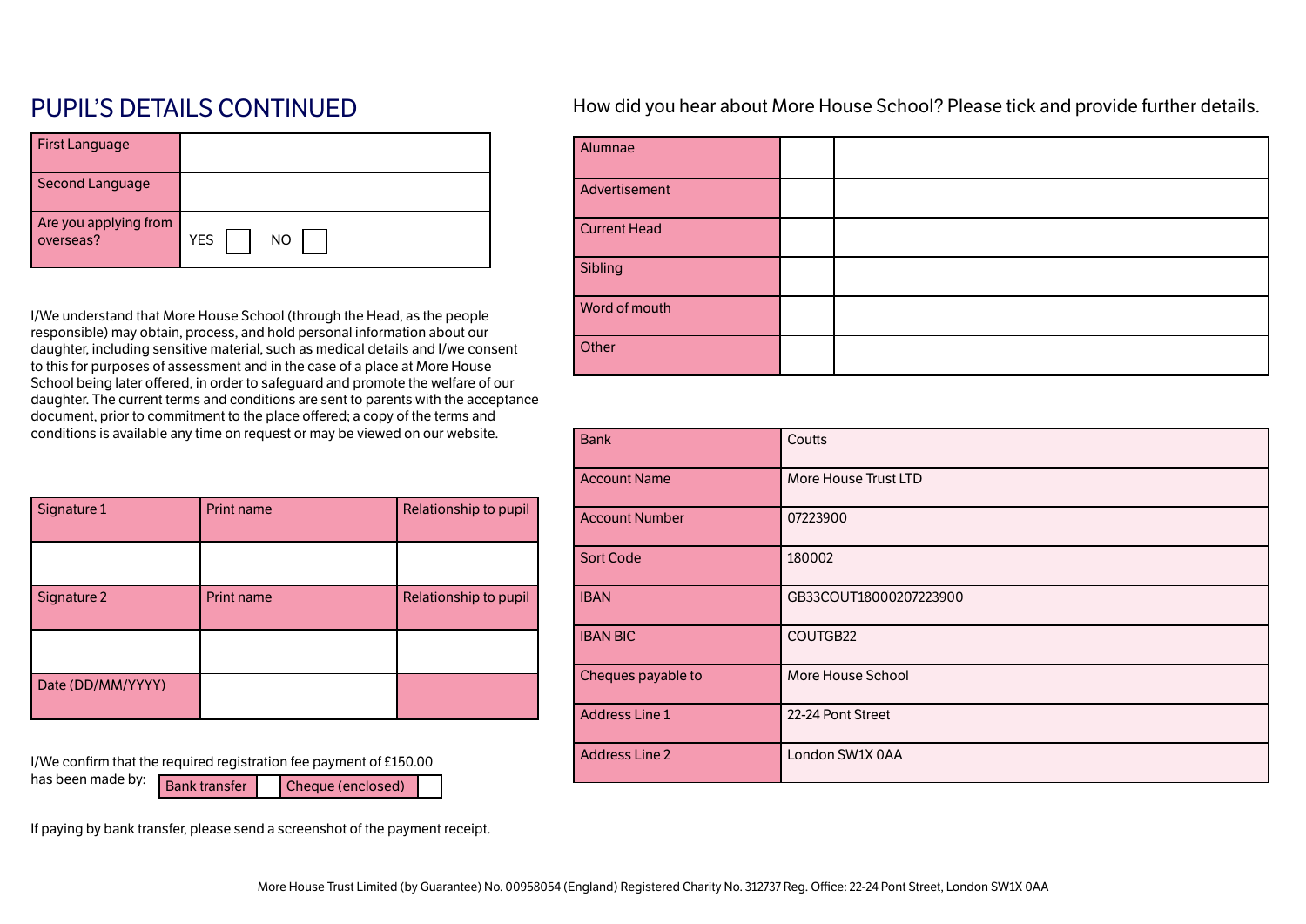# PUPIL'S DETAILS CONTINUED

| | |
|---|---|
| First Language | |
| Second Language | |
| Are you applying from overseas? | YES ☐ NO ☐ |

I/We understand that More House School (through the Head, as the people responsible) may obtain, process, and hold personal information about our daughter, including sensitive material, such as medical details and I/we consent to this for purposes of assessment and in the case of a place at More House School being later offered, in order to safeguard and promote the welfare of our daughter. The current terms and conditions are sent to parents with the acceptance document, prior to commitment to the place offered; a copy of the terms and conditions is available any time on request or may be viewed on our website.

| Signature 1 | Print name | Relationship to pupil |
|---|---|---|
| | | |
| **Signature 2** | **Print name** | **Relationship to pupil** |
| | | |
| Date (DD/MM/YYYY) | | |

I/We confirm that the required registration fee payment of £150.00 has been made by: Bank transfer ☐ Cheque (enclosed) ☐

If paying by bank transfer, please send a screenshot of the payment receipt.

How did you hear about More House School? Please tick and provide further details.

| | | |
|---|---|---|
| Alumnae | | |
| Advertisement | | |
| Current Head | | |
| Sibling | | |
| Word of mouth | | |
| Other | | |

| | |
|---|---|
| Bank | Coutts |
| Account Name | More House Trust LTD |
| Account Number | 07223900 |
| Sort Code | 180002 |
| IBAN | GB33COUT18000207223900 |
| IBAN BIC | COUTGB22 |
| Cheques payable to | More House School |
| Address Line 1 | 22-24 Pont Street |
| Address Line 2 | London SW1X 0AA |

More House Trust Limited (by Guarantee) No. 00958054 (England) Registered Charity No. 312737 Reg. Office: 22-24 Pont Street, London SW1X 0AA